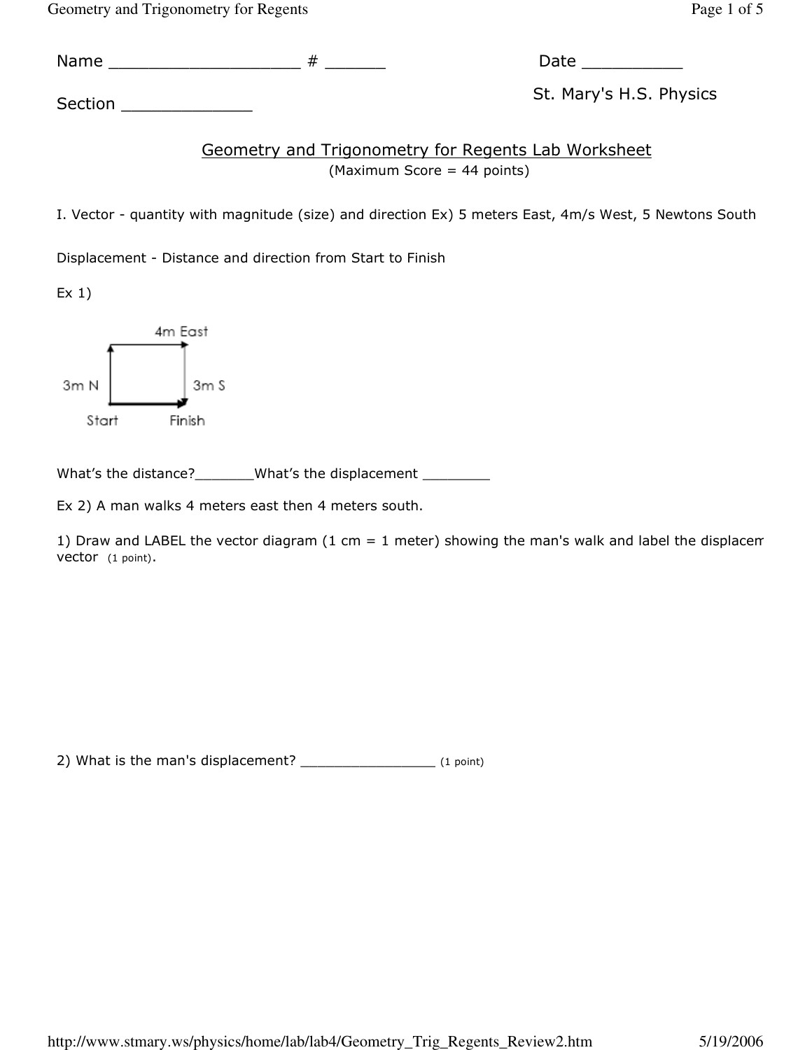Name ____________________ # ______

Date __________

Section _____________

St. Mary's H.S. Physics

## Geometry and Trigonometry for Regents Lab Worksheet

(Maximum Score = 44 points)

I. Vector - quantity with magnitude (size) and direction Ex) 5 meters East, 4m/s West, 5 Newtons South

Displacement - Distance and direction from Start to Finish

Ex 1)

4m East

3m N

3m S

Start

Finish

What's the distance?_______What's the displacement ________

Ex 2) A man walks 4 meters east then 4 meters south.

1) Draw and LABEL the vector diagram (1 cm = 1 meter) showing the man's walk and label the displacem vector (1 point).

2) What is the man's displacement? ________________ (1 point)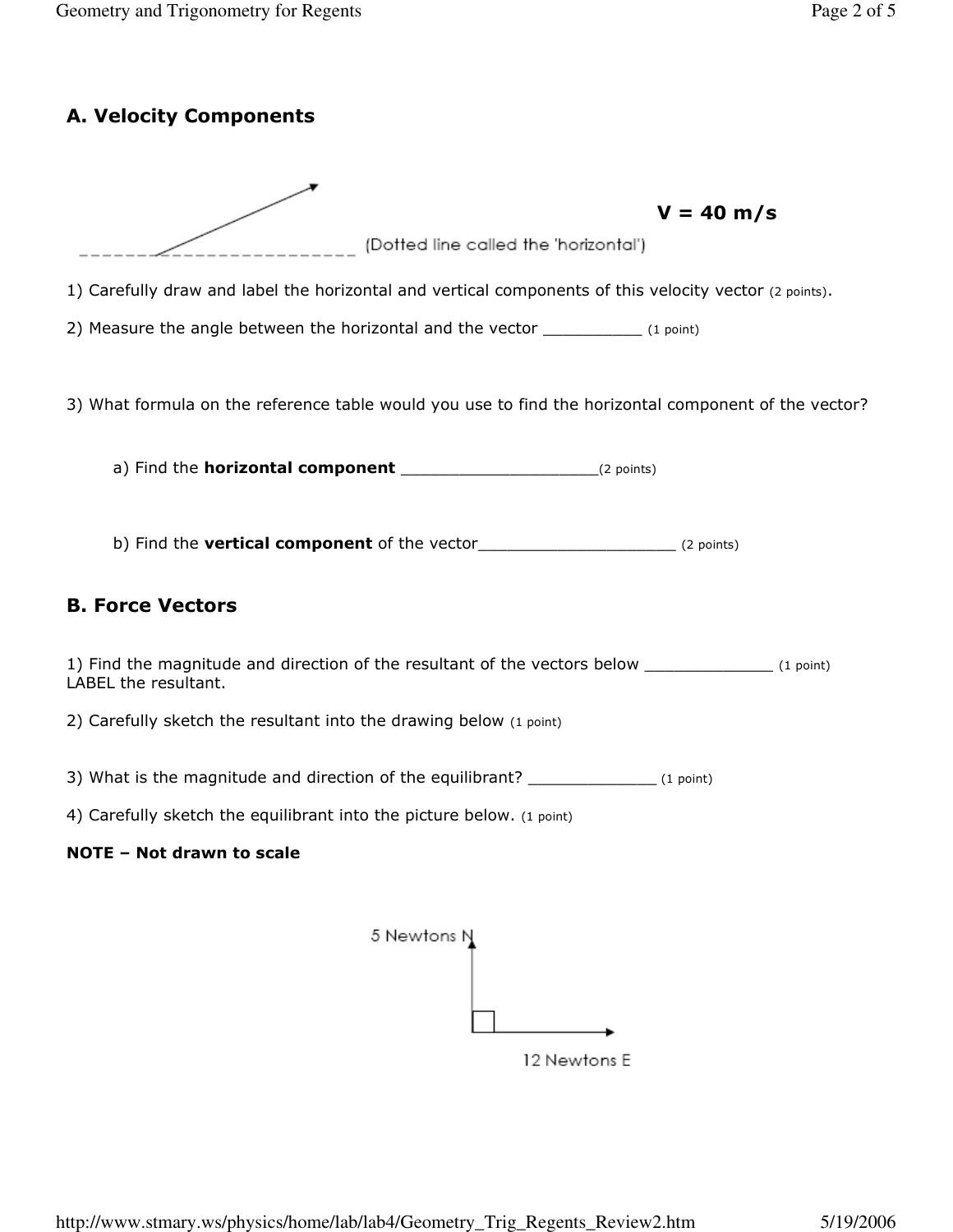## A. Velocity Components

**V = 40 m/s**

(Dotted line called the 'horizontal')

1) Carefully draw and label the horizontal and vertical components of this velocity vector (2 points).

2) Measure the angle between the horizontal and the vector __________ (1 point)

3) What formula on the reference table would you use to find the horizontal component of the vector?

a) Find the **horizontal component** ____________________(2 points)

b) Find the **vertical component** of the vector____________________ (2 points)

## B. Force Vectors

1) Find the magnitude and direction of the resultant of the vectors below _____________ (1 point) LABEL the resultant.

2) Carefully sketch the resultant into the drawing below (1 point)

3) What is the magnitude and direction of the equilibrant? _____________ (1 point)

4) Carefully sketch the equilibrant into the picture below. (1 point)

**NOTE – Not drawn to scale**

5 Newtons N

12 Newtons E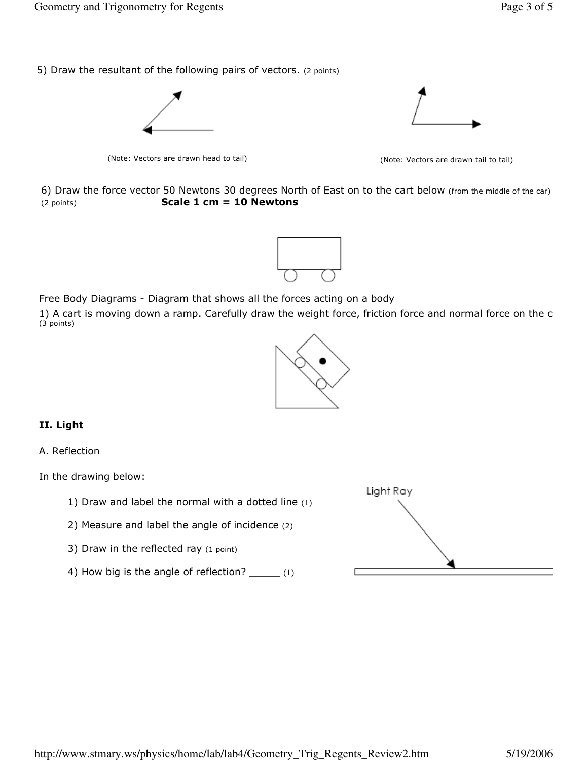5) Draw the resultant of the following pairs of vectors. (2 points)

(Note: Vectors are drawn head to tail)

(Note: Vectors are drawn tail to tail)

6) Draw the force vector 50 Newtons 30 degrees North of East on to the cart below (from the middle of the car) (2 points) **Scale 1 cm = 10 Newtons**

Free Body Diagrams - Diagram that shows all the forces acting on a body

1) A cart is moving down a ramp. Carefully draw the weight force, friction force and normal force on the c (3 points)

**II. Light**

A. Reflection

In the drawing below:

1) Draw and label the normal with a dotted line (1)

2) Measure and label the angle of incidence (2)

3) Draw in the reflected ray (1 point)

4) How big is the angle of reflection? _____ (1)

Light Ray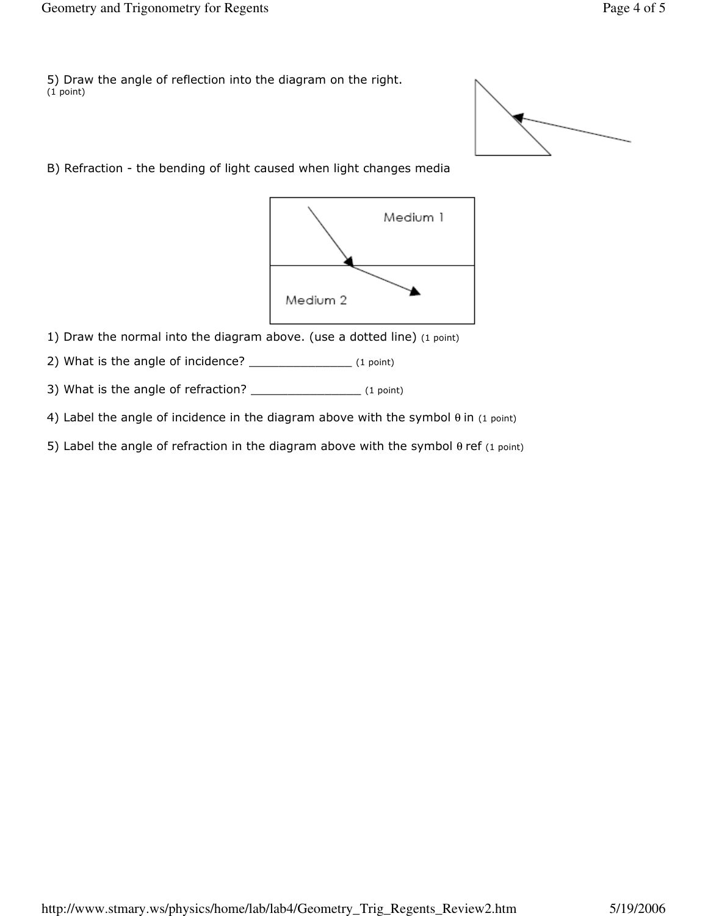5) Draw the angle of reflection into the diagram on the right.
(1 point)

B) Refraction - the bending of light caused when light changes media

Medium 1

Medium 2

1) Draw the normal into the diagram above. (use a dotted line) (1 point)

2) What is the angle of incidence? _______________ (1 point)

3) What is the angle of refraction? ________________ (1 point)

4) Label the angle of incidence in the diagram above with the symbol θ in (1 point)

5) Label the angle of refraction in the diagram above with the symbol θ ref (1 point)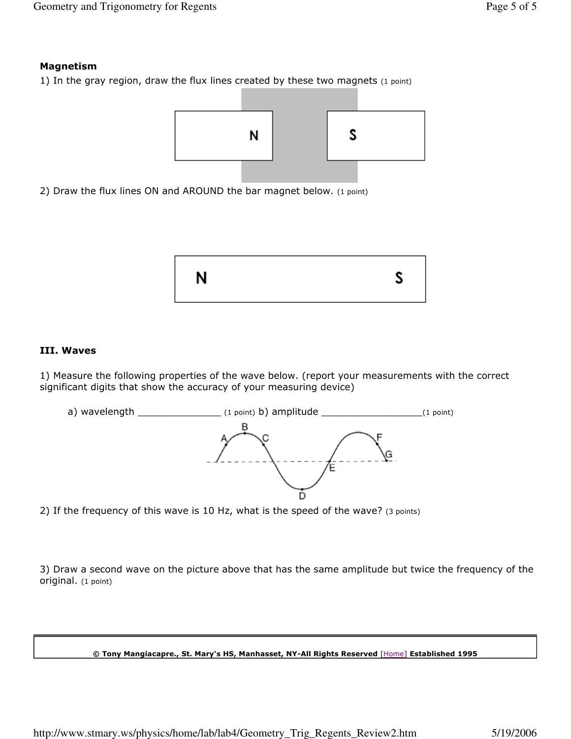**Magnetism**

1) In the gray region, draw the flux lines created by these two magnets (1 point)

N

S

2) Draw the flux lines ON and AROUND the bar magnet below. (1 point)

N

S

**III. Waves**

1) Measure the following properties of the wave below. (report your measurements with the correct significant digits that show the accuracy of your measuring device)

a) wavelength ______________ (1 point) b) amplitude _________________(1 point)

B

A

C

F

G

E

D

2) If the frequency of this wave is 10 Hz, what is the speed of the wave? (3 points)

3) Draw a second wave on the picture above that has the same amplitude but twice the frequency of the original. (1 point)

**© Tony Mangiacapre., St. Mary's HS, Manhasset, NY-All Rights Reserved** [Home] **Established 1995**